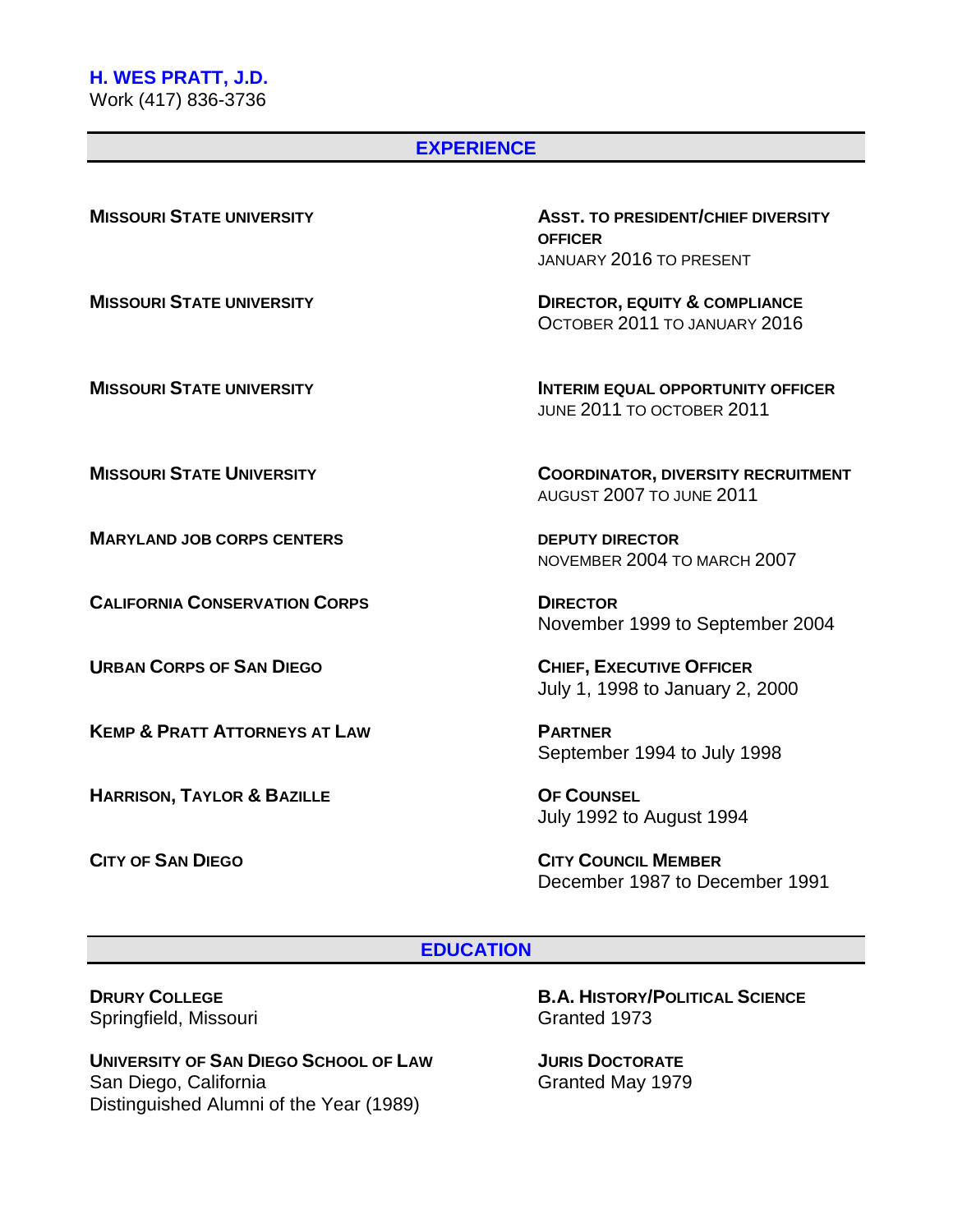# H. WES PRATT, J.D.

Work (417) 836-3736

## EXPERIENCE

**MISSOURI STATE UNIVERSITY**
**ASST. TO PRESIDENT/CHIEF DIVERSITY OFFICER**
JANUARY 2016 TO PRESENT

**MISSOURI STATE UNIVERSITY**
**DIRECTOR, EQUITY & COMPLIANCE**
OCTOBER 2011 TO JANUARY 2016

**MISSOURI STATE UNIVERSITY**
**INTERIM EQUAL OPPORTUNITY OFFICER**
JUNE 2011 TO OCTOBER 2011

**MISSOURI STATE UNIVERSITY**
**COORDINATOR, DIVERSITY RECRUITMENT**
AUGUST 2007 TO JUNE 2011

**MARYLAND JOB CORPS CENTERS**
**DEPUTY DIRECTOR**
NOVEMBER 2004 TO MARCH 2007

**CALIFORNIA CONSERVATION CORPS**
**DIRECTOR**
November 1999 to September 2004

**URBAN CORPS OF SAN DIEGO**
**CHIEF, EXECUTIVE OFFICER**
July 1, 1998 to January 2, 2000

**KEMP & PRATT ATTORNEYS AT LAW**
**PARTNER**
September 1994 to July 1998

**HARRISON, TAYLOR & BAZILLE**
**OF COUNSEL**
July 1992 to August 1994

**CITY OF SAN DIEGO**
**CITY COUNCIL MEMBER**
December 1987 to December 1991

## EDUCATION

**DRURY COLLEGE**
Springfield, Missouri
**B.A. HISTORY/POLITICAL SCIENCE**
Granted 1973

**UNIVERSITY OF SAN DIEGO SCHOOL OF LAW**
San Diego, California
Distinguished Alumni of the Year (1989)
**JURIS DOCTORATE**
Granted May 1979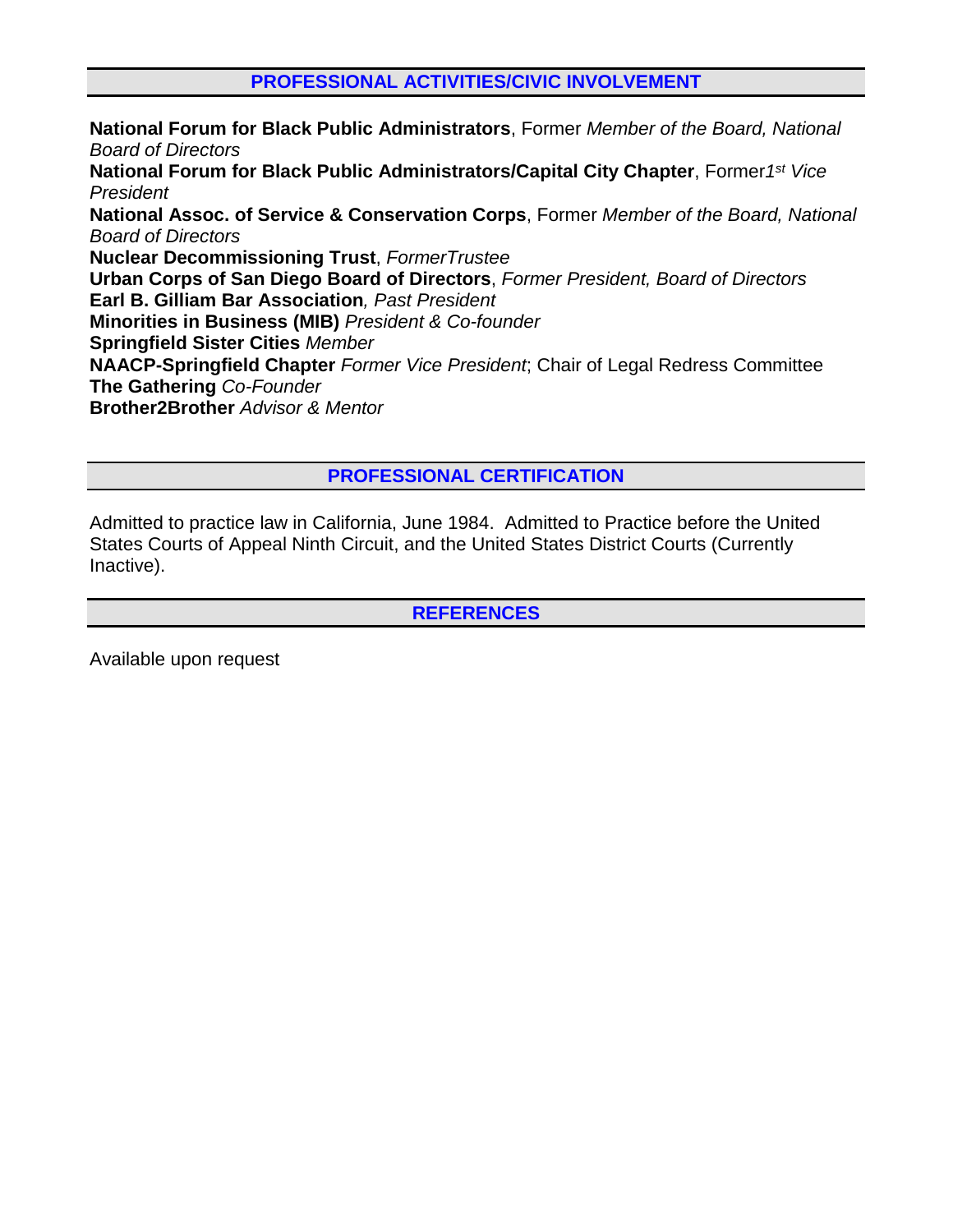## PROFESSIONAL ACTIVITIES/CIVIC INVOLVEMENT

**National Forum for Black Public Administrators**, Former *Member of the Board, National Board of Directors*
**National Forum for Black Public Administrators/Capital City Chapter**, Former*1st Vice President*
**National Assoc. of Service & Conservation Corps**, Former *Member of the Board, National Board of Directors*
**Nuclear Decommissioning Trust**, *FormerTrustee*
**Urban Corps of San Diego Board of Directors**, *Former President, Board of Directors*
**Earl B. Gilliam Bar Association***, Past President*
**Minorities in Business (MIB)** *President & Co-founder*
**Springfield Sister Cities** *Member*
**NAACP-Springfield Chapter** *Former Vice President*; Chair of Legal Redress Committee
**The Gathering** *Co-Founder*
**Brother2Brother** *Advisor & Mentor*

## PROFESSIONAL CERTIFICATION

Admitted to practice law in California, June 1984. Admitted to Practice before the United States Courts of Appeal Ninth Circuit, and the United States District Courts (Currently Inactive).

## REFERENCES

Available upon request